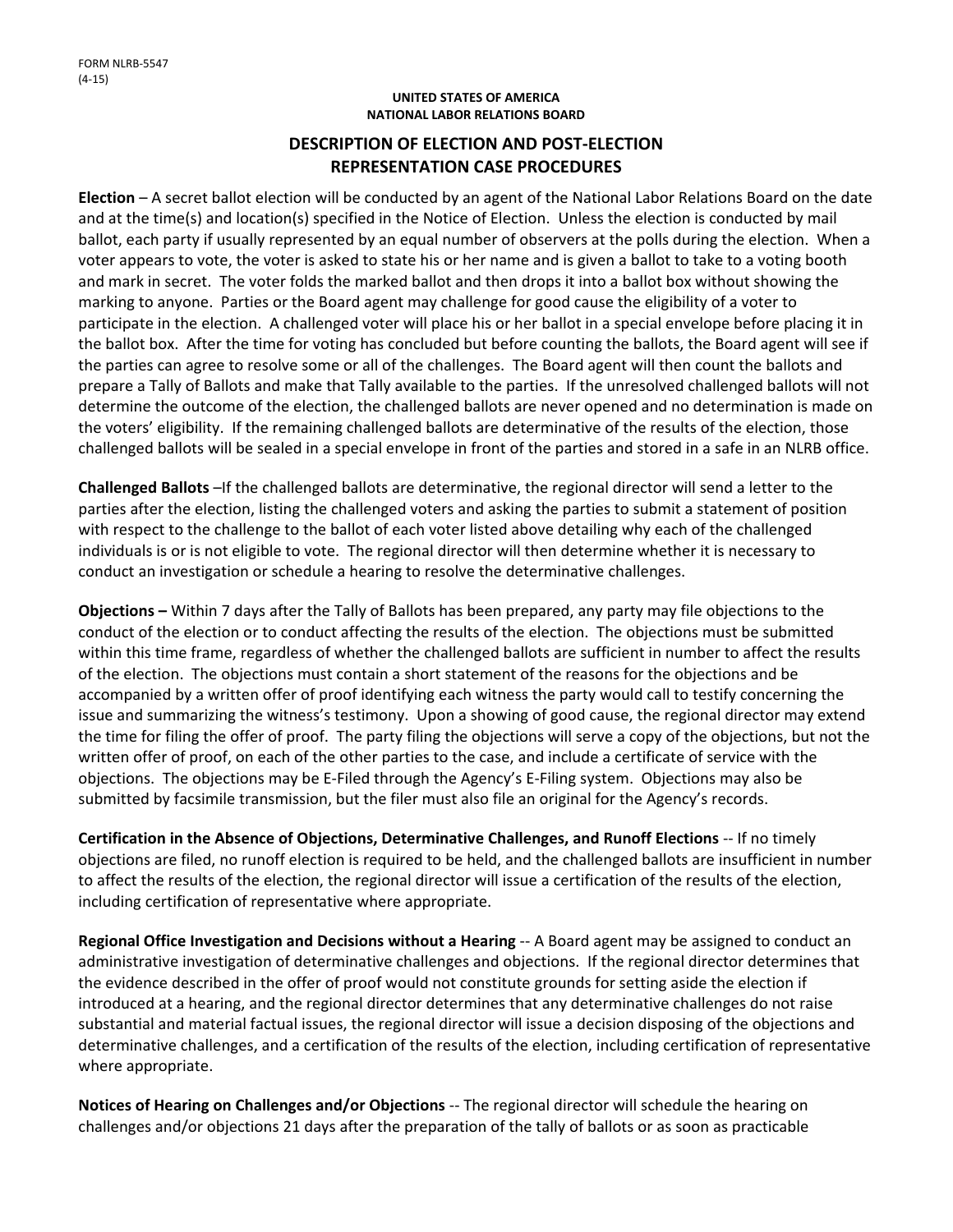FORM NLRB-5547
(4-15)

**UNITED STATES OF AMERICA**
**NATIONAL LABOR RELATIONS BOARD**

## DESCRIPTION OF ELECTION AND POST-ELECTION REPRESENTATION CASE PROCEDURES

**Election** – A secret ballot election will be conducted by an agent of the National Labor Relations Board on the date and at the time(s) and location(s) specified in the Notice of Election. Unless the election is conducted by mail ballot, each party if usually represented by an equal number of observers at the polls during the election. When a voter appears to vote, the voter is asked to state his or her name and is given a ballot to take to a voting booth and mark in secret. The voter folds the marked ballot and then drops it into a ballot box without showing the marking to anyone. Parties or the Board agent may challenge for good cause the eligibility of a voter to participate in the election. A challenged voter will place his or her ballot in a special envelope before placing it in the ballot box. After the time for voting has concluded but before counting the ballots, the Board agent will see if the parties can agree to resolve some or all of the challenges. The Board agent will then count the ballots and prepare a Tally of Ballots and make that Tally available to the parties. If the unresolved challenged ballots will not determine the outcome of the election, the challenged ballots are never opened and no determination is made on the voters' eligibility. If the remaining challenged ballots are determinative of the results of the election, those challenged ballots will be sealed in a special envelope in front of the parties and stored in a safe in an NLRB office.

**Challenged Ballots** –If the challenged ballots are determinative, the regional director will send a letter to the parties after the election, listing the challenged voters and asking the parties to submit a statement of position with respect to the challenge to the ballot of each voter listed above detailing why each of the challenged individuals is or is not eligible to vote. The regional director will then determine whether it is necessary to conduct an investigation or schedule a hearing to resolve the determinative challenges.

**Objections –** Within 7 days after the Tally of Ballots has been prepared, any party may file objections to the conduct of the election or to conduct affecting the results of the election. The objections must be submitted within this time frame, regardless of whether the challenged ballots are sufficient in number to affect the results of the election. The objections must contain a short statement of the reasons for the objections and be accompanied by a written offer of proof identifying each witness the party would call to testify concerning the issue and summarizing the witness's testimony. Upon a showing of good cause, the regional director may extend the time for filing the offer of proof. The party filing the objections will serve a copy of the objections, but not the written offer of proof, on each of the other parties to the case, and include a certificate of service with the objections. The objections may be E-Filed through the Agency's E-Filing system. Objections may also be submitted by facsimile transmission, but the filer must also file an original for the Agency's records.

**Certification in the Absence of Objections, Determinative Challenges, and Runoff Elections** -- If no timely objections are filed, no runoff election is required to be held, and the challenged ballots are insufficient in number to affect the results of the election, the regional director will issue a certification of the results of the election, including certification of representative where appropriate.

**Regional Office Investigation and Decisions without a Hearing** -- A Board agent may be assigned to conduct an administrative investigation of determinative challenges and objections. If the regional director determines that the evidence described in the offer of proof would not constitute grounds for setting aside the election if introduced at a hearing, and the regional director determines that any determinative challenges do not raise substantial and material factual issues, the regional director will issue a decision disposing of the objections and determinative challenges, and a certification of the results of the election, including certification of representative where appropriate.

**Notices of Hearing on Challenges and/or Objections** -- The regional director will schedule the hearing on challenges and/or objections 21 days after the preparation of the tally of ballots or as soon as practicable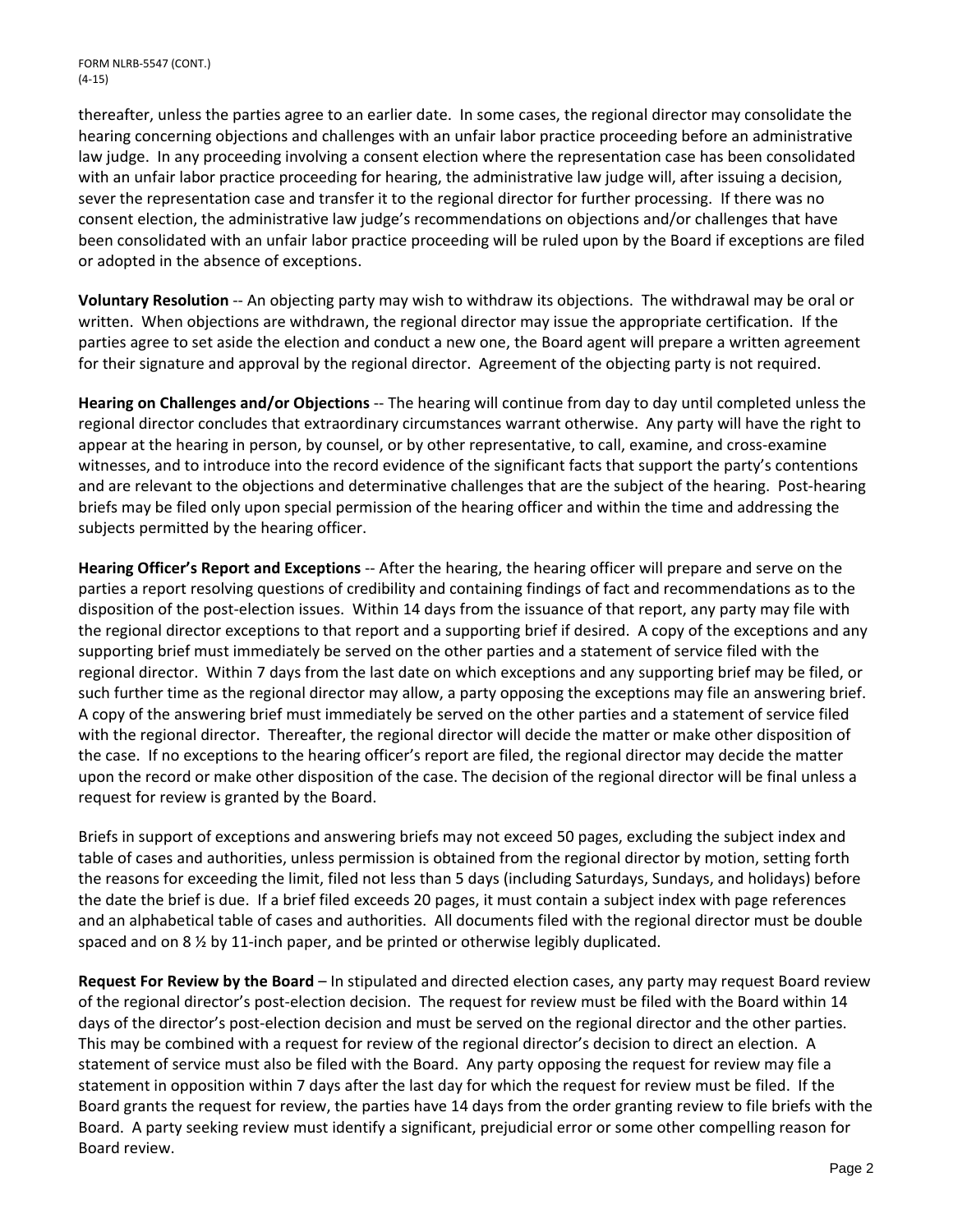thereafter, unless the parties agree to an earlier date. In some cases, the regional director may consolidate the hearing concerning objections and challenges with an unfair labor practice proceeding before an administrative law judge. In any proceeding involving a consent election where the representation case has been consolidated with an unfair labor practice proceeding for hearing, the administrative law judge will, after issuing a decision, sever the representation case and transfer it to the regional director for further processing. If there was no consent election, the administrative law judge's recommendations on objections and/or challenges that have been consolidated with an unfair labor practice proceeding will be ruled upon by the Board if exceptions are filed or adopted in the absence of exceptions.

**Voluntary Resolution** -- An objecting party may wish to withdraw its objections. The withdrawal may be oral or written. When objections are withdrawn, the regional director may issue the appropriate certification. If the parties agree to set aside the election and conduct a new one, the Board agent will prepare a written agreement for their signature and approval by the regional director. Agreement of the objecting party is not required.

**Hearing on Challenges and/or Objections** -- The hearing will continue from day to day until completed unless the regional director concludes that extraordinary circumstances warrant otherwise. Any party will have the right to appear at the hearing in person, by counsel, or by other representative, to call, examine, and cross-examine witnesses, and to introduce into the record evidence of the significant facts that support the party's contentions and are relevant to the objections and determinative challenges that are the subject of the hearing. Post-hearing briefs may be filed only upon special permission of the hearing officer and within the time and addressing the subjects permitted by the hearing officer.

**Hearing Officer's Report and Exceptions** -- After the hearing, the hearing officer will prepare and serve on the parties a report resolving questions of credibility and containing findings of fact and recommendations as to the disposition of the post-election issues. Within 14 days from the issuance of that report, any party may file with the regional director exceptions to that report and a supporting brief if desired. A copy of the exceptions and any supporting brief must immediately be served on the other parties and a statement of service filed with the regional director. Within 7 days from the last date on which exceptions and any supporting brief may be filed, or such further time as the regional director may allow, a party opposing the exceptions may file an answering brief. A copy of the answering brief must immediately be served on the other parties and a statement of service filed with the regional director. Thereafter, the regional director will decide the matter or make other disposition of the case. If no exceptions to the hearing officer's report are filed, the regional director may decide the matter upon the record or make other disposition of the case. The decision of the regional director will be final unless a request for review is granted by the Board.

Briefs in support of exceptions and answering briefs may not exceed 50 pages, excluding the subject index and table of cases and authorities, unless permission is obtained from the regional director by motion, setting forth the reasons for exceeding the limit, filed not less than 5 days (including Saturdays, Sundays, and holidays) before the date the brief is due. If a brief filed exceeds 20 pages, it must contain a subject index with page references and an alphabetical table of cases and authorities. All documents filed with the regional director must be double spaced and on 8 ½ by 11-inch paper, and be printed or otherwise legibly duplicated.

**Request For Review by the Board** – In stipulated and directed election cases, any party may request Board review of the regional director's post-election decision. The request for review must be filed with the Board within 14 days of the director's post-election decision and must be served on the regional director and the other parties. This may be combined with a request for review of the regional director's decision to direct an election. A statement of service must also be filed with the Board. Any party opposing the request for review may file a statement in opposition within 7 days after the last day for which the request for review must be filed. If the Board grants the request for review, the parties have 14 days from the order granting review to file briefs with the Board. A party seeking review must identify a significant, prejudicial error or some other compelling reason for Board review.